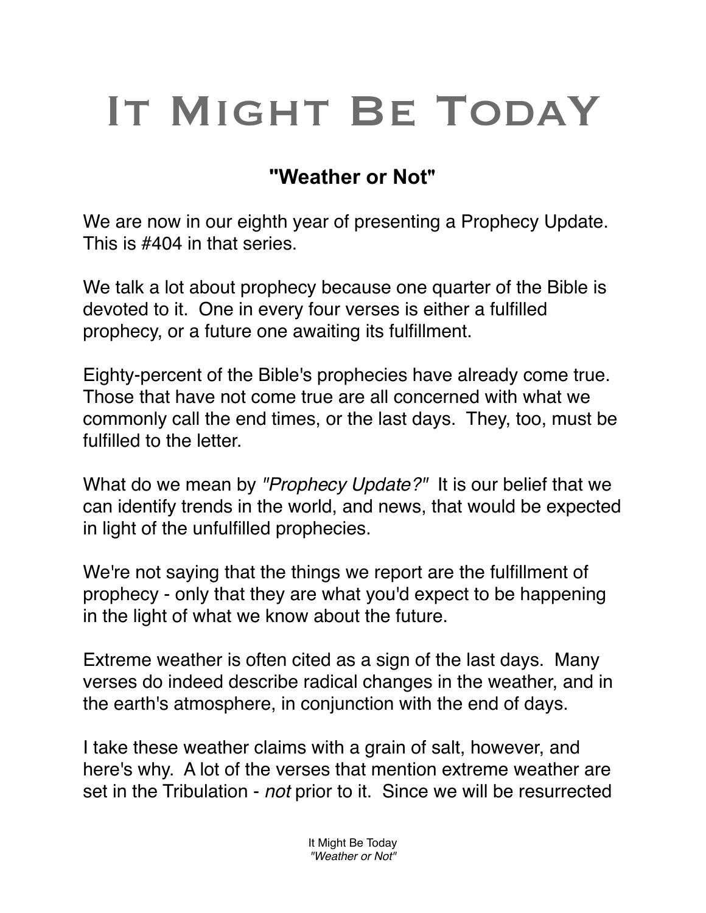# It Might Be TodaY

## "Weather or Not"

We are now in our eighth year of presenting a Prophecy Update. This is #404 in that series.

We talk a lot about prophecy because one quarter of the Bible is devoted to it. One in every four verses is either a fulfilled prophecy, or a future one awaiting its fulfillment.

Eighty-percent of the Bible's prophecies have already come true. Those that have not come true are all concerned with what we commonly call the end times, or the last days. They, too, must be fulfilled to the letter.

What do we mean by *"Prophecy Update?"* It is our belief that we can identify trends in the world, and news, that would be expected in light of the unfulfilled prophecies.

We're not saying that the things we report are the fulfillment of prophecy - only that they are what you'd expect to be happening in the light of what we know about the future.

Extreme weather is often cited as a sign of the last days. Many verses do indeed describe radical changes in the weather, and in the earth's atmosphere, in conjunction with the end of days.

I take these weather claims with a grain of salt, however, and here's why. A lot of the verses that mention extreme weather are set in the Tribulation - *not* prior to it. Since we will be resurrected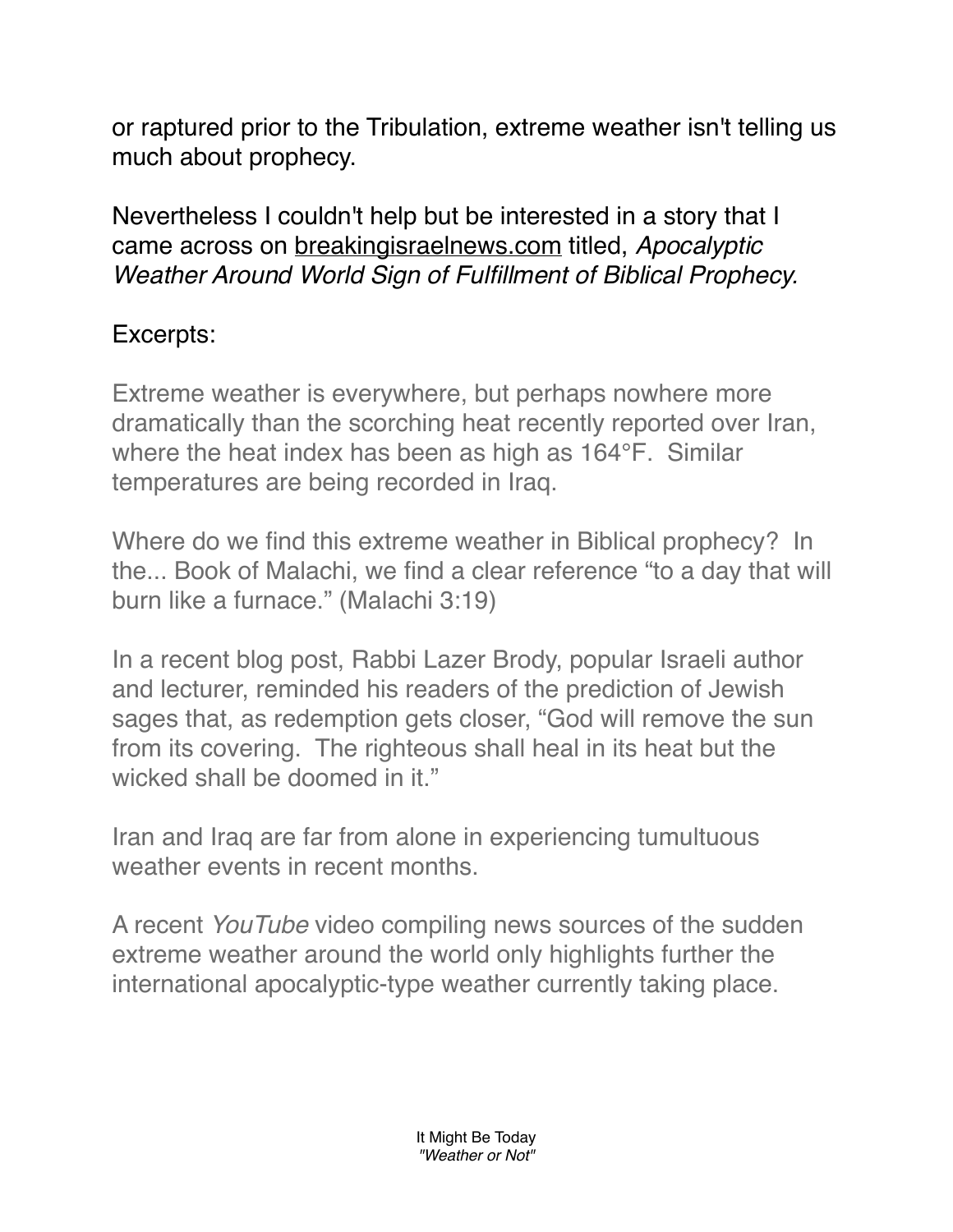or raptured prior to the Tribulation, extreme weather isn't telling us much about prophecy.

Nevertheless I couldn't help but be interested in a story that I came across on breakingisraelnews.com titled, *Apocalyptic Weather Around World Sign of Fulfillment of Biblical Prophecy.*

Excerpts:

Extreme weather is everywhere, but perhaps nowhere more dramatically than the scorching heat recently reported over Iran, where the heat index has been as high as 164°F. Similar temperatures are being recorded in Iraq.

Where do we find this extreme weather in Biblical prophecy? In the... Book of Malachi, we find a clear reference "to a day that will burn like a furnace." (Malachi 3:19)

In a recent blog post, Rabbi Lazer Brody, popular Israeli author and lecturer, reminded his readers of the prediction of Jewish sages that, as redemption gets closer, "God will remove the sun from its covering. The righteous shall heal in its heat but the wicked shall be doomed in it."

Iran and Iraq are far from alone in experiencing tumultuous weather events in recent months.

A recent *YouTube* video compiling news sources of the sudden extreme weather around the world only highlights further the international apocalyptic-type weather currently taking place.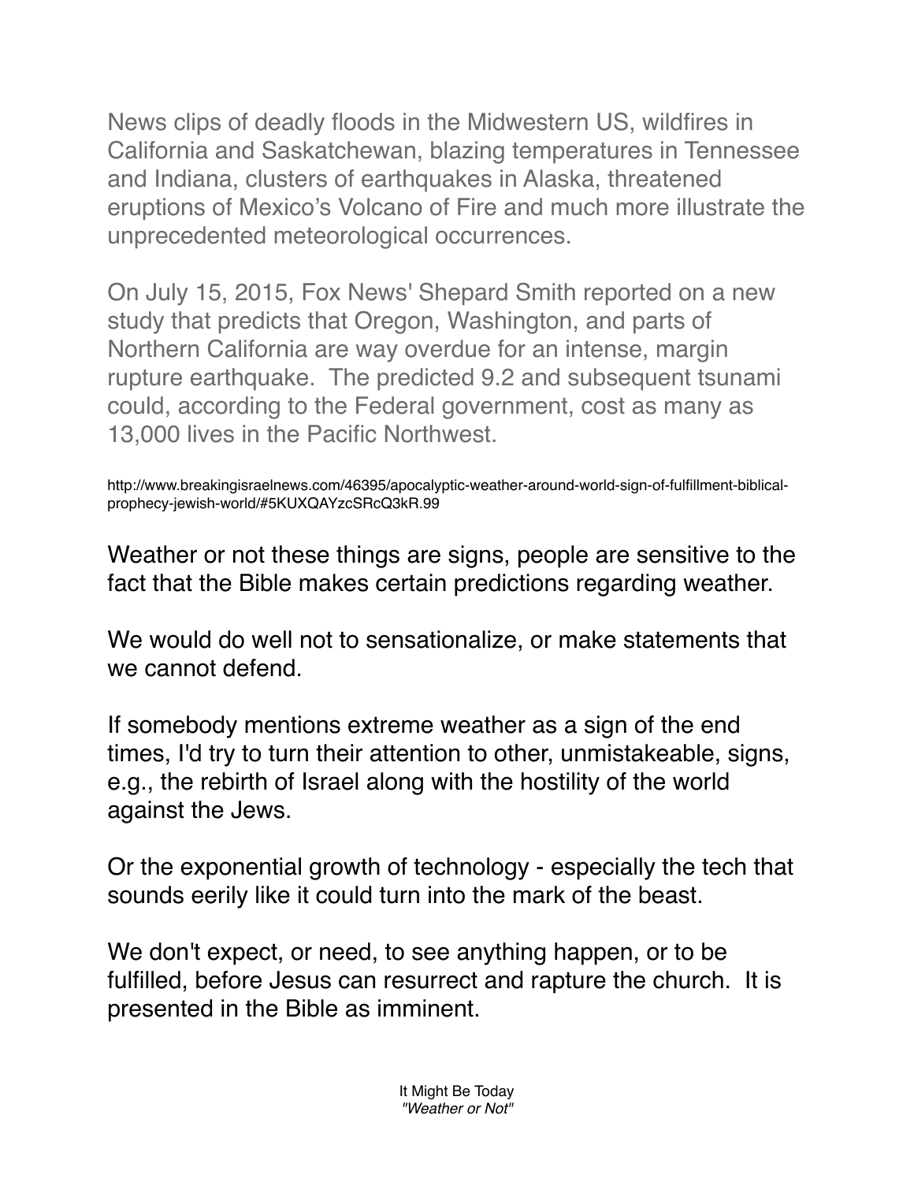News clips of deadly floods in the Midwestern US, wildfires in California and Saskatchewan, blazing temperatures in Tennessee and Indiana, clusters of earthquakes in Alaska, threatened eruptions of Mexico's Volcano of Fire and much more illustrate the unprecedented meteorological occurrences.

On July 15, 2015, Fox News' Shepard Smith reported on a new study that predicts that Oregon, Washington, and parts of Northern California are way overdue for an intense, margin rupture earthquake. The predicted 9.2 and subsequent tsunami could, according to the Federal government, cost as many as 13,000 lives in the Pacific Northwest.

http://www.breakingisraelnews.com/46395/apocalyptic-weather-around-world-sign-of-fulfillment-biblical-prophecy-jewish-world/#5KUXQAYzcSRcQ3kR.99

Weather or not these things are signs, people are sensitive to the fact that the Bible makes certain predictions regarding weather.

We would do well not to sensationalize, or make statements that we cannot defend.

If somebody mentions extreme weather as a sign of the end times, I'd try to turn their attention to other, unmistakeable, signs, e.g., the rebirth of Israel along with the hostility of the world against the Jews.

Or the exponential growth of technology - especially the tech that sounds eerily like it could turn into the mark of the beast.

We don't expect, or need, to see anything happen, or to be fulfilled, before Jesus can resurrect and rapture the church. It is presented in the Bible as imminent.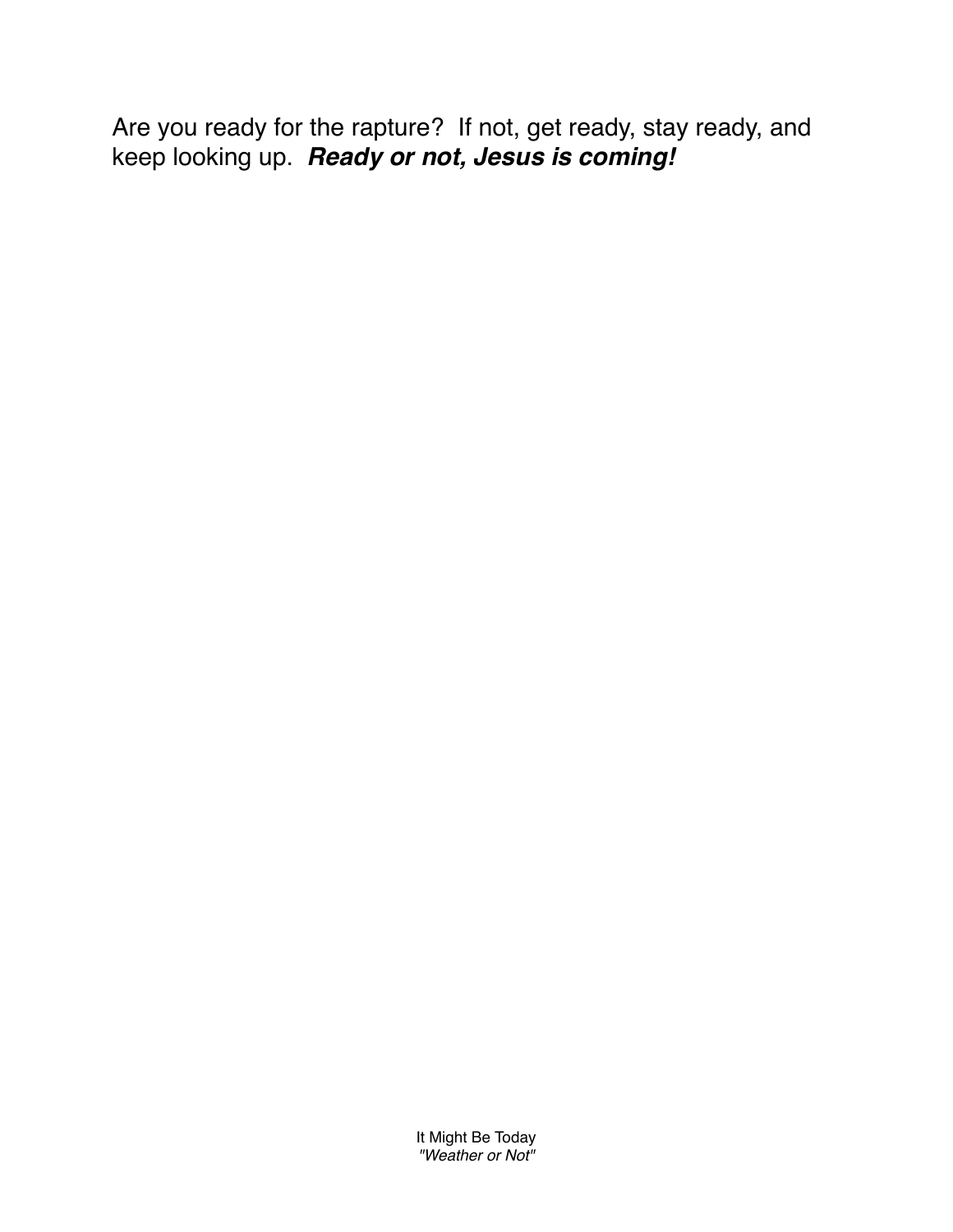Are you ready for the rapture? If not, get ready, stay ready, and keep looking up. ***Ready or not, Jesus is coming!***